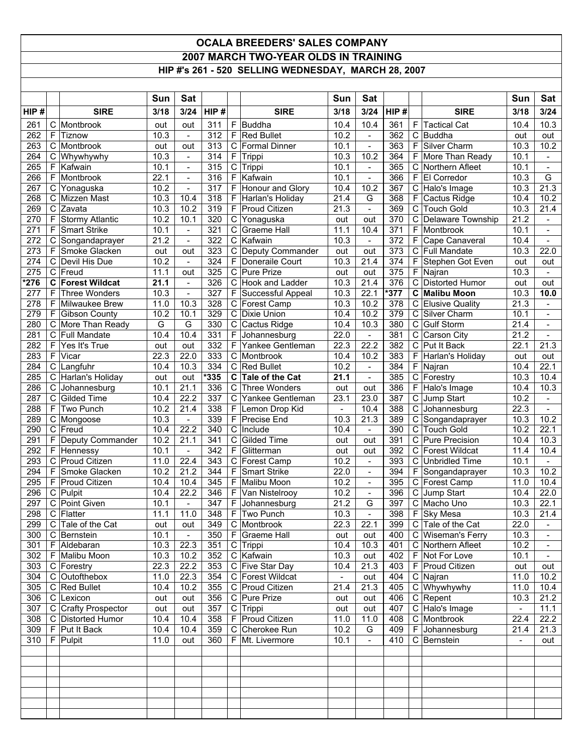# OCALA BREEDERS' SALES COMPANY

## 2007 MARCH TWO-YEAR OLDS IN TRAINING

### HIP #'s 261 - 520 SELLING WEDNESDAY, MARCH 28, 2007

| | | | Sun | Sat | | | | Sun | Sat | | | | Sun | Sat |
|---|---|---|---|---|---|---|---|---|---|---|---|---|---|---|
| HIP # | | SIRE | 3/18 | 3/24 | HIP # | | SIRE | 3/18 | 3/24 | HIP # | | SIRE | 3/18 | 3/24 |
| 261 | C | Montbrook | out | out | 311 | F | Buddha | 10.4 | 10.4 | 361 | F | Tactical Cat | 10.4 | 10.3 |
| 262 | F | Tiznow | 10.3 | - | 312 | F | Red Bullet | 10.2 | - | 362 | C | Buddha | out | out |
| 263 | C | Montbrook | out | out | 313 | C | Formal Dinner | 10.1 | - | 363 | F | Silver Charm | 10.3 | 10.2 |
| 264 | C | Whywhywhy | 10.3 | - | 314 | F | Trippi | 10.3 | 10.2 | 364 | F | More Than Ready | 10.1 | - |
| 265 | F | Kafwain | 10.1 | - | 315 | C | Trippi | 10.1 | - | 365 | C | Northern Afleet | 10.1 | - |
| 266 | F | Montbrook | 22.1 | - | 316 | F | Kafwain | 10.1 | - | 366 | F | El Corredor | 10.3 | G |
| 267 | C | Yonaguska | 10.2 | - | 317 | F | Honour and Glory | 10.4 | 10.2 | 367 | C | Halo's Image | 10.3 | 21.3 |
| 268 | C | Mizzen Mast | 10.3 | 10.4 | 318 | F | Harlan's Holiday | 21.4 | G | 368 | F | Cactus Ridge | 10.4 | 10.2 |
| 269 | C | Zavata | 10.3 | 10.2 | 319 | F | Proud Citizen | 21.3 | - | 369 | C | Touch Gold | 10.3 | 21.4 |
| 270 | F | Stormy Atlantic | 10.2 | 10.1 | 320 | C | Yonaguska | out | out | 370 | C | Delaware Township | 21.2 | - |
| 271 | F | Smart Strike | 10.1 | - | 321 | C | Graeme Hall | 11.1 | 10.4 | 371 | F | Montbrook | 10.1 | - |
| 272 | C | Songandaprayer | 21.2 | - | 322 | C | Kafwain | 10.3 | - | 372 | F | Cape Canaveral | 10.4 | - |
| 273 | F | Smoke Glacken | out | out | 323 | C | Deputy Commander | out | out | 373 | C | Full Mandate | 10.3 | 22.0 |
| 274 | C | Devil His Due | 10.2 | - | 324 | F | Doneraile Court | 10.3 | 21.4 | 374 | F | Stephen Got Even | out | out |
| 275 | C | Freud | 11.1 | out | 325 | C | Pure Prize | out | out | 375 | F | Najran | 10.3 | - |
| **\*276** | **C** | **Forest Wildcat** | **21.1** | - | 326 | C | Hook and Ladder | 10.3 | 21.4 | 376 | C | Distorted Humor | out | out |
| 277 | F | Three Wonders | 10.3 | - | 327 | F | Successful Appeal | 10.3 | 22.1 | **\*377** | **C** | **Malibu Moon** | 10.3 | **10.0** |
| 278 | F | Milwaukee Brew | 11.0 | 10.3 | 328 | C | Forest Camp | 10.3 | 10.2 | 378 | C | Elusive Quality | 21.3 | - |
| 279 | F | Gibson County | 10.2 | 10.1 | 329 | C | Dixie Union | 10.4 | 10.2 | 379 | C | Silver Charm | 10.1 | - |
| 280 | C | More Than Ready | G | G | 330 | C | Cactus Ridge | 10.4 | 10.3 | 380 | C | Gulf Storm | 21.4 | - |
| 281 | C | Full Mandate | 10.4 | 10.4 | 331 | F | Johannesburg | 22.0 | - | 381 | C | Carson City | 21.2 | - |
| 282 | F | Yes It's True | out | out | 332 | F | Yankee Gentleman | 22.3 | 22.2 | 382 | C | Put It Back | 22.1 | 21.3 |
| 283 | F | Vicar | 22.3 | 22.0 | 333 | C | Montbrook | 10.4 | 10.2 | 383 | F | Harlan's Holiday | out | out |
| 284 | C | Langfuhr | 10.4 | 10.3 | 334 | C | Red Bullet | 10.2 | - | 384 | F | Najran | 10.4 | 22.1 |
| 285 | C | Harlan's Holiday | out | out | **\*335** | **C** | **Tale of the Cat** | **21.1** | - | 385 | C | Forestry | 10.3 | 10.4 |
| 286 | C | Johannesburg | 10.1 | 21.1 | 336 | C | Three Wonders | out | out | 386 | F | Halo's Image | 10.4 | 10.3 |
| 287 | C | Gilded Time | 10.4 | 22.2 | 337 | C | Yankee Gentleman | 23.1 | 23.0 | 387 | C | Jump Start | 10.2 | - |
| 288 | F | Two Punch | 10.2 | 21.4 | 338 | F | Lemon Drop Kid | - | 10.4 | 388 | C | Johannesburg | 22.3 | - |
| 289 | C | Mongoose | 10.3 | - | 339 | F | Precise End | 10.3 | 21.3 | 389 | C | Songandaprayer | 10.3 | 10.2 |
| 290 | C | Freud | 10.4 | 22.2 | 340 | C | Include | 10.4 | - | 390 | C | Touch Gold | 10.2 | 22.1 |
| 291 | F | Deputy Commander | 10.2 | 21.1 | 341 | C | Gilded Time | out | out | 391 | C | Pure Precision | 10.4 | 10.3 |
| 292 | F | Hennessy | 10.1 | - | 342 | F | Glitterman | out | out | 392 | C | Forest Wildcat | 11.4 | 10.4 |
| 293 | C | Proud Citizen | 11.0 | 22.4 | 343 | C | Forest Camp | 10.2 | - | 393 | C | Unbridled Time | 10.1 | - |
| 294 | F | Smoke Glacken | 10.2 | 21.2 | 344 | F | Smart Strike | 22.0 | - | 394 | F | Songandaprayer | 10.3 | 10.2 |
| 295 | F | Proud Citizen | 10.4 | 10.4 | 345 | F | Malibu Moon | 10.2 | - | 395 | C | Forest Camp | 11.0 | 10.4 |
| 296 | C | Pulpit | 10.4 | 22.2 | 346 | F | Van Nistelrooy | 10.2 | - | 396 | C | Jump Start | 10.4 | 22.0 |
| 297 | C | Point Given | 10.1 | - | 347 | F | Johannesburg | 21.2 | G | 397 | C | Macho Uno | 10.3 | 22.1 |
| 298 | C | Flatter | 11.1 | 11.0 | 348 | F | Two Punch | 10.3 | - | 398 | F | Sky Mesa | 10.3 | 21.4 |
| 299 | C | Tale of the Cat | out | out | 349 | C | Montbrook | 22.3 | 22.1 | 399 | C | Tale of the Cat | 22.0 | - |
| 300 | C | Bernstein | 10.1 | - | 350 | F | Graeme Hall | out | out | 400 | C | Wiseman's Ferry | 10.3 | - |
| 301 | F | Aldebaran | 10.3 | 22.3 | 351 | C | Trippi | 10.4 | 10.3 | 401 | C | Northern Afleet | 10.2 | - |
| 302 | F | Malibu Moon | 10.3 | 10.2 | 352 | C | Kafwain | 10.3 | out | 402 | F | Not For Love | 10.1 | - |
| 303 | C | Forestry | 22.3 | 22.2 | 353 | C | Five Star Day | 10.4 | 21.3 | 403 | F | Proud Citizen | out | out |
| 304 | C | Outofthebox | 11.0 | 22.3 | 354 | C | Forest Wildcat | - | out | 404 | C | Najran | 11.0 | 10.2 |
| 305 | C | Red Bullet | 10.4 | 10.2 | 355 | C | Proud Citizen | 21.4 | 21.3 | 405 | C | Whywhywhy | 11.0 | 10.4 |
| 306 | C | Lexicon | out | out | 356 | C | Pure Prize | out | out | 406 | C | Repent | 10.3 | 21.2 |
| 307 | C | Crafty Prospector | out | out | 357 | C | Trippi | out | out | 407 | C | Halo's Image | - | 11.1 |
| 308 | C | Distorted Humor | 10.4 | 10.4 | 358 | F | Proud Citizen | 11.0 | 11.0 | 408 | C | Montbrook | 22.4 | 22.2 |
| 309 | F | Put It Back | 10.4 | 10.4 | 359 | C | Cherokee Run | 10.2 | G | 409 | F | Johannesburg | 21.4 | 21.3 |
| 310 | F | Pulpit | 11.0 | out | 360 | F | Mt. Livermore | 10.1 | - | 410 | C | Bernstein | - | out |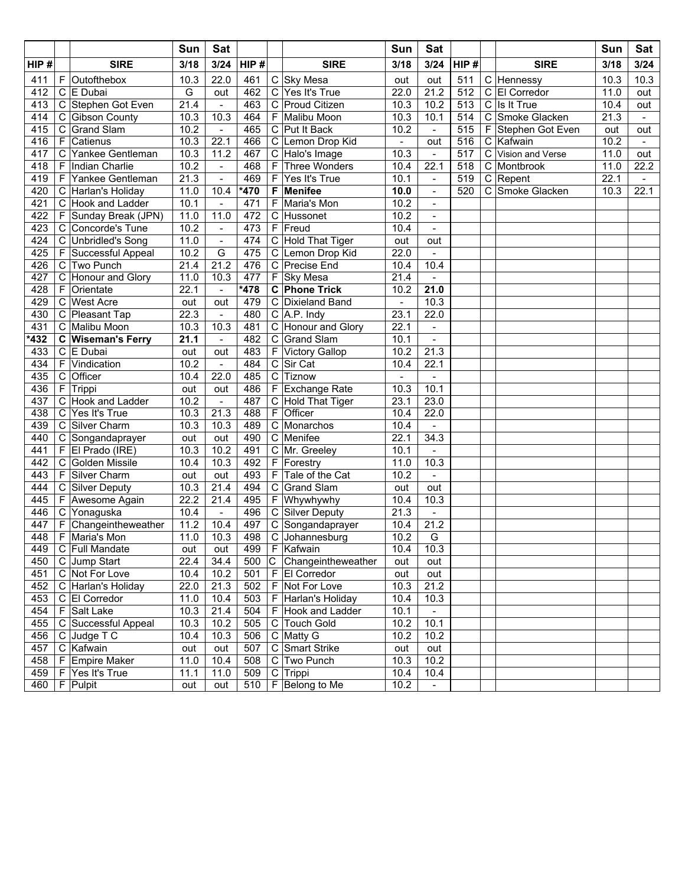| | | | Sun | Sat | | | | Sun | Sat | | | | Sun | Sat |
|---|---|---|---|---|---|---|---|---|---|---|---|---|---|---|
| HIP # | | SIRE | 3/18 | 3/24 | HIP # | | SIRE | 3/18 | 3/24 | HIP # | | SIRE | 3/18 | 3/24 |
| 411 | F | Outofthebox | 10.3 | 22.0 | 461 | C | Sky Mesa | out | out | 511 | C | Hennessy | 10.3 | 10.3 |
| 412 | C | E Dubai | G | out | 462 | C | Yes It's True | 22.0 | 21.2 | 512 | C | El Corredor | 11.0 | out |
| 413 | C | Stephen Got Even | 21.4 | - | 463 | C | Proud Citizen | 10.3 | 10.2 | 513 | C | Is It True | 10.4 | out |
| 414 | C | Gibson County | 10.3 | 10.3 | 464 | F | Malibu Moon | 10.3 | 10.1 | 514 | C | Smoke Glacken | 21.3 | - |
| 415 | C | Grand Slam | 10.2 | - | 465 | C | Put It Back | 10.2 | - | 515 | F | Stephen Got Even | out | out |
| 416 | F | Catienus | 10.3 | 22.1 | 466 | C | Lemon Drop Kid | - | out | 516 | C | Kafwain | 10.2 | - |
| 417 | C | Yankee Gentleman | 10.3 | 11.2 | 467 | C | Halo's Image | 10.3 | - | 517 | C | Vision and Verse | 11.0 | out |
| 418 | F | Indian Charlie | 10.2 | - | 468 | F | Three Wonders | 10.4 | 22.1 | 518 | C | Montbrook | 11.0 | 22.2 |
| 419 | F | Yankee Gentleman | 21.3 | - | 469 | F | Yes It's True | 10.1 | - | 519 | C | Repent | 22.1 | - |
| 420 | C | Harlan's Holiday | 11.0 | 10.4 | **\*470** | **F** | **Menifee** | **10.0** | - | 520 | C | Smoke Glacken | 10.3 | 22.1 |
| 421 | C | Hook and Ladder | 10.1 | - | 471 | F | Maria's Mon | 10.2 | - | | | | | |
| 422 | F | Sunday Break (JPN) | 11.0 | 11.0 | 472 | C | Hussonet | 10.2 | - | | | | | |
| 423 | C | Concorde's Tune | 10.2 | - | 473 | F | Freud | 10.4 | - | | | | | |
| 424 | C | Unbridled's Song | 11.0 | - | 474 | C | Hold That Tiger | out | out | | | | | |
| 425 | F | Successful Appeal | 10.2 | G | 475 | C | Lemon Drop Kid | 22.0 | - | | | | | |
| 426 | C | Two Punch | 21.4 | 21.2 | 476 | C | Precise End | 10.4 | 10.4 | | | | | |
| 427 | C | Honour and Glory | 11.0 | 10.3 | 477 | F | Sky Mesa | 21.4 | - | | | | | |
| 428 | F | Orientate | 22.1 | - | **\*478** | **C** | **Phone Trick** | 10.2 | **21.0** | | | | | |
| 429 | C | West Acre | out | out | 479 | C | Dixieland Band | - | 10.3 | | | | | |
| 430 | C | Pleasant Tap | 22.3 | - | 480 | C | A.P. Indy | 23.1 | 22.0 | | | | | |
| 431 | C | Malibu Moon | 10.3 | 10.3 | 481 | C | Honour and Glory | 22.1 | - | | | | | |
| **\*432** | **C** | **Wiseman's Ferry** | **21.1** | - | 482 | C | Grand Slam | 10.1 | - | | | | | |
| 433 | C | E Dubai | out | out | 483 | F | Victory Gallop | 10.2 | 21.3 | | | | | |
| 434 | F | Vindication | 10.2 | - | 484 | C | Sir Cat | 10.4 | 22.1 | | | | | |
| 435 | C | Officer | 10.4 | 22.0 | 485 | C | Tiznow | - | - | | | | | |
| 436 | F | Trippi | out | out | 486 | F | Exchange Rate | 10.3 | 10.1 | | | | | |
| 437 | C | Hook and Ladder | 10.2 | - | 487 | C | Hold That Tiger | 23.1 | 23.0 | | | | | |
| 438 | C | Yes It's True | 10.3 | 21.3 | 488 | F | Officer | 10.4 | 22.0 | | | | | |
| 439 | C | Silver Charm | 10.3 | 10.3 | 489 | C | Monarchos | 10.4 | - | | | | | |
| 440 | C | Songandaprayer | out | out | 490 | C | Menifee | 22.1 | 34.3 | | | | | |
| 441 | F | El Prado (IRE) | 10.3 | 10.2 | 491 | C | Mr. Greeley | 10.1 | - | | | | | |
| 442 | C | Golden Missile | 10.4 | 10.3 | 492 | F | Forestry | 11.0 | 10.3 | | | | | |
| 443 | F | Silver Charm | out | out | 493 | F | Tale of the Cat | 10.2 | - | | | | | |
| 444 | C | Silver Deputy | 10.3 | 21.4 | 494 | C | Grand Slam | out | out | | | | | |
| 445 | F | Awesome Again | 22.2 | 21.4 | 495 | F | Whywhywhy | 10.4 | 10.3 | | | | | |
| 446 | C | Yonaguska | 10.4 | - | 496 | C | Silver Deputy | 21.3 | - | | | | | |
| 447 | F | Changeintheweather | 11.2 | 10.4 | 497 | C | Songandaprayer | 10.4 | 21.2 | | | | | |
| 448 | F | Maria's Mon | 11.0 | 10.3 | 498 | C | Johannesburg | 10.2 | G | | | | | |
| 449 | C | Full Mandate | out | out | 499 | F | Kafwain | 10.4 | 10.3 | | | | | |
| 450 | C | Jump Start | 22.4 | 34.4 | 500 | C | Changeintheweather | out | out | | | | | |
| 451 | C | Not For Love | 10.4 | 10.2 | 501 | F | El Corredor | out | out | | | | | |
| 452 | C | Harlan's Holiday | 22.0 | 21.3 | 502 | F | Not For Love | 10.3 | 21.2 | | | | | |
| 453 | C | El Corredor | 11.0 | 10.4 | 503 | F | Harlan's Holiday | 10.4 | 10.3 | | | | | |
| 454 | F | Salt Lake | 10.3 | 21.4 | 504 | F | Hook and Ladder | 10.1 | - | | | | | |
| 455 | C | Successful Appeal | 10.3 | 10.2 | 505 | C | Touch Gold | 10.2 | 10.1 | | | | | |
| 456 | C | Judge T C | 10.4 | 10.3 | 506 | C | Matty G | 10.2 | 10.2 | | | | | |
| 457 | C | Kafwain | out | out | 507 | C | Smart Strike | out | out | | | | | |
| 458 | F | Empire Maker | 11.0 | 10.4 | 508 | C | Two Punch | 10.3 | 10.2 | | | | | |
| 459 | F | Yes It's True | 11.1 | 11.0 | 509 | C | Trippi | 10.4 | 10.4 | | | | | |
| 460 | F | Pulpit | out | out | 510 | F | Belong to Me | 10.2 | - | | | | | |